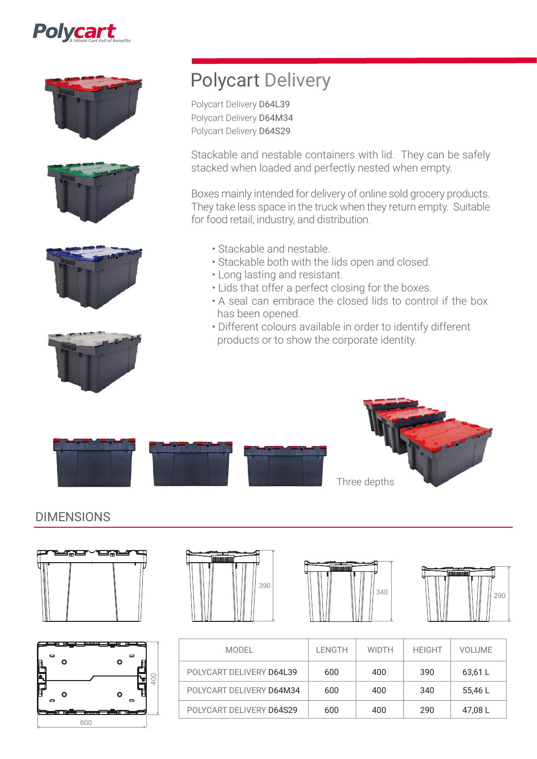# Polycart Delivery

Polycart Delivery **D64L39**
Polycart Delivery **D64M34**
Polycart Delivery **D64S29**

Stackable and nestable containers with lid. They can be safely stacked when loaded and perfectly nested when empty.

Boxes mainly intended for delivery of online sold grocery products. They take less space in the truck when they return empty. Suitable for food retail, industry, and distribution.

- Stackable and nestable.
- Stackable both with the lids open and closed.
- Long lasting and resistant.
- Lids that offer a perfect closing for the boxes.
- A seal can embrace the closed lids to control if the box has been opened.
- Different colours available in order to identify different products or to show the corporate identity.

Three depths

## DIMENSIONS

390

340

290

400

600

| MODEL | LENGTH | WIDTH | HEIGHT | VOLUME |
|---|---|---|---|---|
| POLYCART DELIVERY **D64L39** | 600 | 400 | 390 | 63,61 L |
| POLYCART DELIVERY **D64M34** | 600 | 400 | 340 | 55,46 L |
| POLYCART DELIVERY **D64S29** | 600 | 400 | 290 | 47,08 L |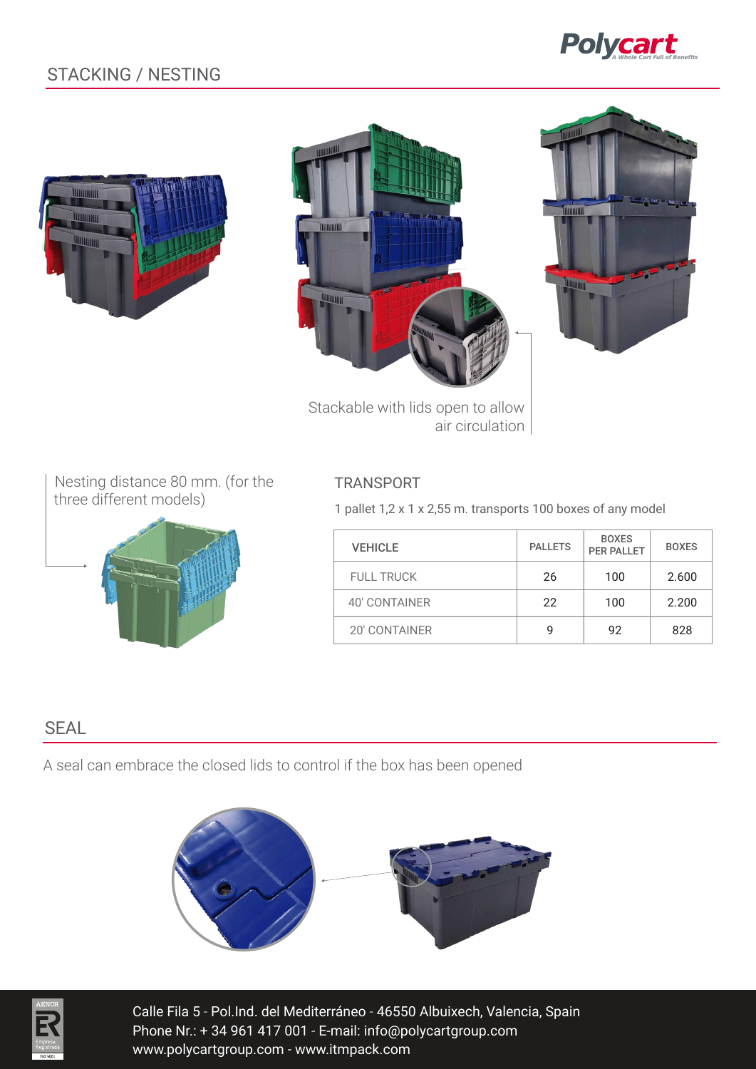## STACKING / NESTING

Stackable with lids open to allow air circulation

Nesting distance 80 mm. (for the three different models)

## TRANSPORT

1 pallet 1,2 x 1 x 2,55 m. transports 100 boxes of any model

| VEHICLE | PALLETS | BOXES PER PALLET | BOXES |
|---|---|---|---|
| FULL TRUCK | 26 | 100 | 2.600 |
| 40' CONTAINER | 22 | 100 | 2.200 |
| 20' CONTAINER | 9 | 92 | 828 |

## SEAL

A seal can embrace the closed lids to control if the box has been opened

Calle Fila 5 - Pol.Ind. del Mediterráneo - 46550 Albuixech, Valencia, Spain
Phone Nr.: + 34 961 417 001 - E-mail: info@polycartgroup.com
www.polycartgroup.com - www.itmpack.com